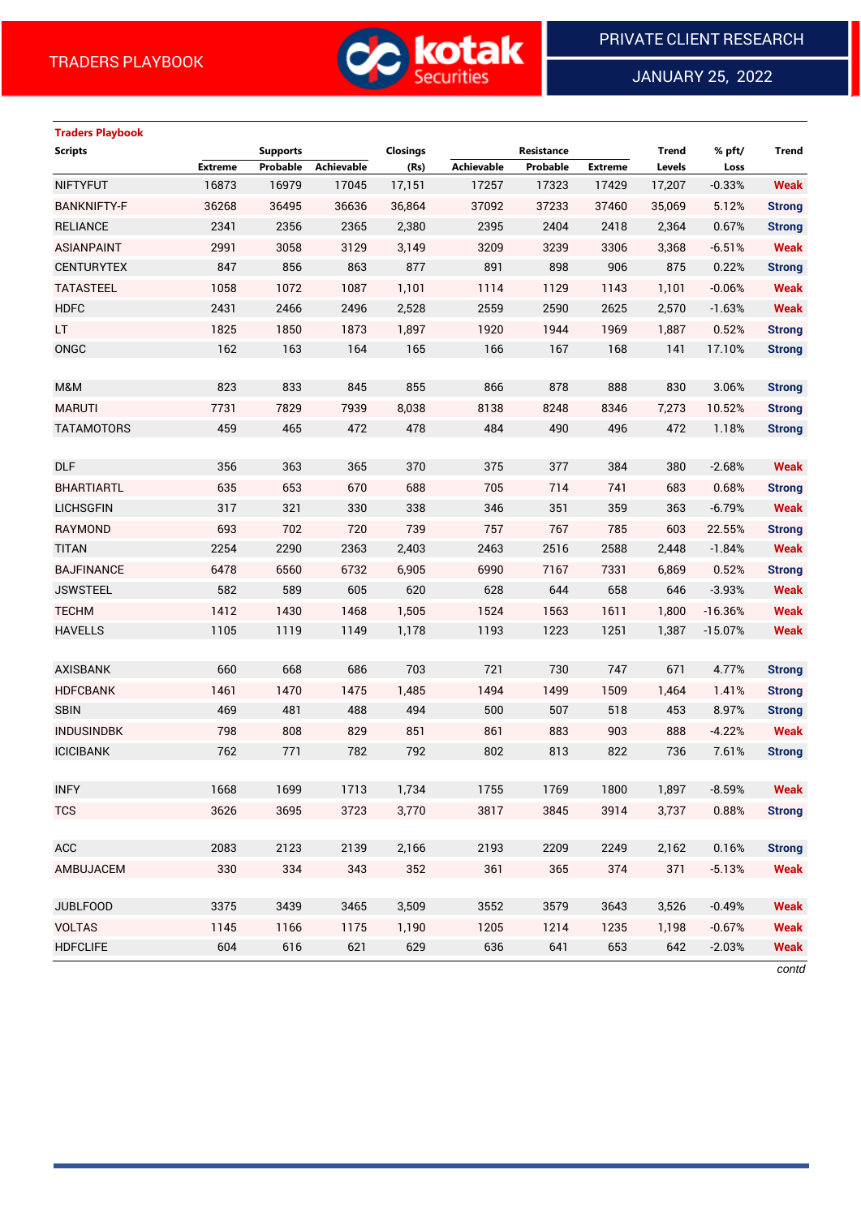TRADERS PLAYBOOK

PRIVATE CLIENT RESEARCH

JANUARY 25, 2022

**Traders Playbook**

| Scripts | Supports | | | Closings | Resistance | | | Trend | % pft/ | Trend |
|---|---|---|---|---|---|---|---|---|---|---|
| | Extreme | Probable | Achievable | (Rs) | Achievable | Probable | Extreme | Levels | Loss | |
| NIFTYFUT | 16873 | 16979 | 17045 | 17,151 | 17257 | 17323 | 17429 | 17,207 | -0.33% | Weak |
| BANKNIFTY-F | 36268 | 36495 | 36636 | 36,864 | 37092 | 37233 | 37460 | 35,069 | 5.12% | Strong |
| RELIANCE | 2341 | 2356 | 2365 | 2,380 | 2395 | 2404 | 2418 | 2,364 | 0.67% | Strong |
| ASIANPAINT | 2991 | 3058 | 3129 | 3,149 | 3209 | 3239 | 3306 | 3,368 | -6.51% | Weak |
| CENTURYTEX | 847 | 856 | 863 | 877 | 891 | 898 | 906 | 875 | 0.22% | Strong |
| TATASTEEL | 1058 | 1072 | 1087 | 1,101 | 1114 | 1129 | 1143 | 1,101 | -0.06% | Weak |
| HDFC | 2431 | 2466 | 2496 | 2,528 | 2559 | 2590 | 2625 | 2,570 | -1.63% | Weak |
| LT | 1825 | 1850 | 1873 | 1,897 | 1920 | 1944 | 1969 | 1,887 | 0.52% | Strong |
| ONGC | 162 | 163 | 164 | 165 | 166 | 167 | 168 | 141 | 17.10% | Strong |
| | | | | | | | | | | |
| M&M | 823 | 833 | 845 | 855 | 866 | 878 | 888 | 830 | 3.06% | Strong |
| MARUTI | 7731 | 7829 | 7939 | 8,038 | 8138 | 8248 | 8346 | 7,273 | 10.52% | Strong |
| TATAMOTORS | 459 | 465 | 472 | 478 | 484 | 490 | 496 | 472 | 1.18% | Strong |
| | | | | | | | | | | |
| DLF | 356 | 363 | 365 | 370 | 375 | 377 | 384 | 380 | -2.68% | Weak |
| BHARTIARTL | 635 | 653 | 670 | 688 | 705 | 714 | 741 | 683 | 0.68% | Strong |
| LICHSGFIN | 317 | 321 | 330 | 338 | 346 | 351 | 359 | 363 | -6.79% | Weak |
| RAYMOND | 693 | 702 | 720 | 739 | 757 | 767 | 785 | 603 | 22.55% | Strong |
| TITAN | 2254 | 2290 | 2363 | 2,403 | 2463 | 2516 | 2588 | 2,448 | -1.84% | Weak |
| BAJFINANCE | 6478 | 6560 | 6732 | 6,905 | 6990 | 7167 | 7331 | 6,869 | 0.52% | Strong |
| JSWSTEEL | 582 | 589 | 605 | 620 | 628 | 644 | 658 | 646 | -3.93% | Weak |
| TECHM | 1412 | 1430 | 1468 | 1,505 | 1524 | 1563 | 1611 | 1,800 | -16.36% | Weak |
| HAVELLS | 1105 | 1119 | 1149 | 1,178 | 1193 | 1223 | 1251 | 1,387 | -15.07% | Weak |
| | | | | | | | | | | |
| AXISBANK | 660 | 668 | 686 | 703 | 721 | 730 | 747 | 671 | 4.77% | Strong |
| HDFCBANK | 1461 | 1470 | 1475 | 1,485 | 1494 | 1499 | 1509 | 1,464 | 1.41% | Strong |
| SBIN | 469 | 481 | 488 | 494 | 500 | 507 | 518 | 453 | 8.97% | Strong |
| INDUSINDBK | 798 | 808 | 829 | 851 | 861 | 883 | 903 | 888 | -4.22% | Weak |
| ICICIBANK | 762 | 771 | 782 | 792 | 802 | 813 | 822 | 736 | 7.61% | Strong |
| | | | | | | | | | | |
| INFY | 1668 | 1699 | 1713 | 1,734 | 1755 | 1769 | 1800 | 1,897 | -8.59% | Weak |
| TCS | 3626 | 3695 | 3723 | 3,770 | 3817 | 3845 | 3914 | 3,737 | 0.88% | Strong |
| | | | | | | | | | | |
| ACC | 2083 | 2123 | 2139 | 2,166 | 2193 | 2209 | 2249 | 2,162 | 0.16% | Strong |
| AMBUJACEM | 330 | 334 | 343 | 352 | 361 | 365 | 374 | 371 | -5.13% | Weak |
| | | | | | | | | | | |
| JUBLFOOD | 3375 | 3439 | 3465 | 3,509 | 3552 | 3579 | 3643 | 3,526 | -0.49% | Weak |
| VOLTAS | 1145 | 1166 | 1175 | 1,190 | 1205 | 1214 | 1235 | 1,198 | -0.67% | Weak |
| HDFCLIFE | 604 | 616 | 621 | 629 | 636 | 641 | 653 | 642 | -2.03% | Weak |

*contd*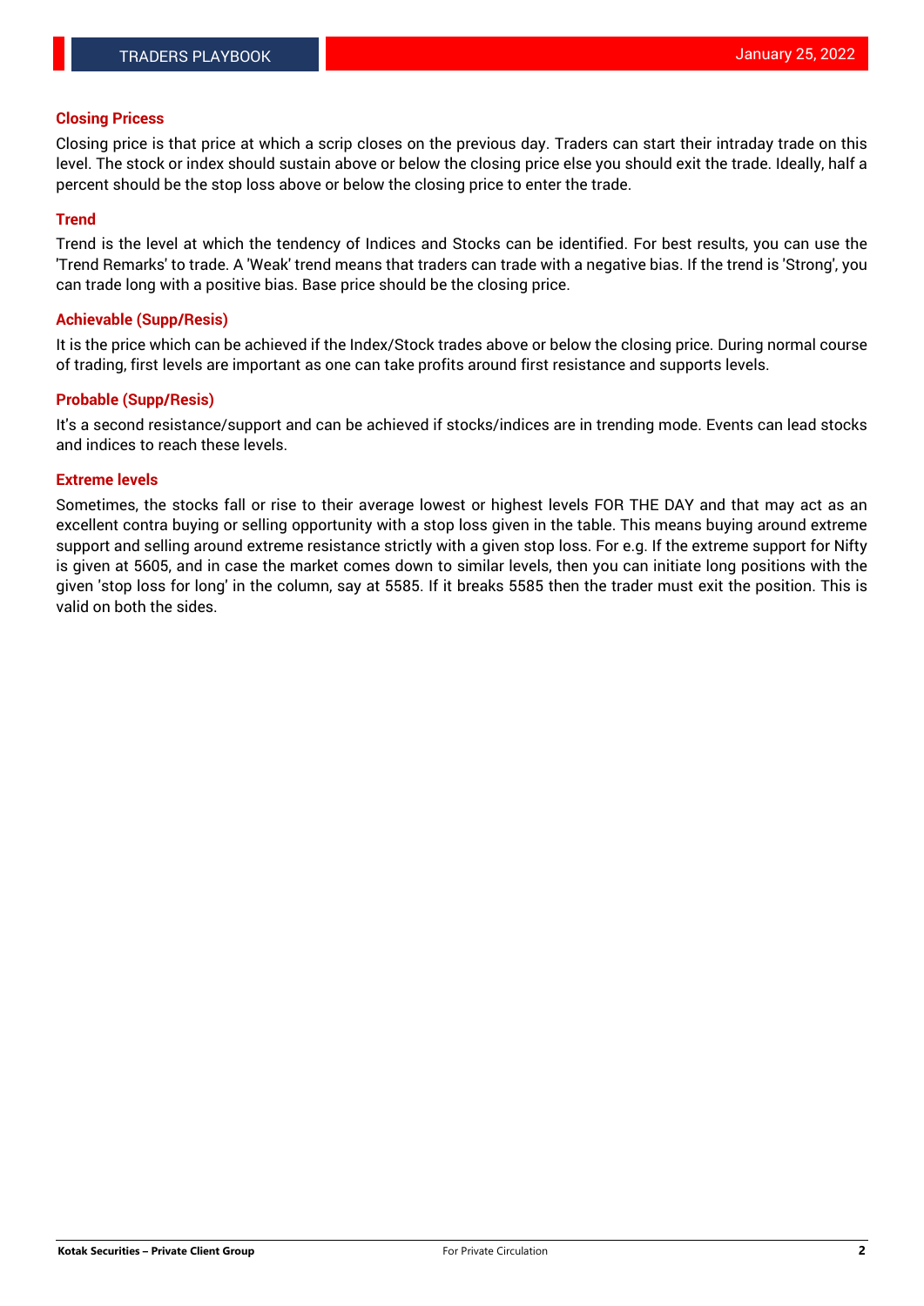## Closing Pricess

Closing price is that price at which a scrip closes on the previous day. Traders can start their intraday trade on this level. The stock or index should sustain above or below the closing price else you should exit the trade. Ideally, half a percent should be the stop loss above or below the closing price to enter the trade.

## Trend

Trend is the level at which the tendency of Indices and Stocks can be identified. For best results, you can use the 'Trend Remarks' to trade. A 'Weak' trend means that traders can trade with a negative bias. If the trend is 'Strong', you can trade long with a positive bias. Base price should be the closing price.

## Achievable (Supp/Resis)

It is the price which can be achieved if the Index/Stock trades above or below the closing price. During normal course of trading, first levels are important as one can take profits around first resistance and supports levels.

## Probable (Supp/Resis)

It's a second resistance/support and can be achieved if stocks/indices are in trending mode. Events can lead stocks and indices to reach these levels.

## Extreme levels

Sometimes, the stocks fall or rise to their average lowest or highest levels FOR THE DAY and that may act as an excellent contra buying or selling opportunity with a stop loss given in the table. This means buying around extreme support and selling around extreme resistance strictly with a given stop loss. For e.g. If the extreme support for Nifty is given at 5605, and in case the market comes down to similar levels, then you can initiate long positions with the given 'stop loss for long' in the column, say at 5585. If it breaks 5585 then the trader must exit the position. This is valid on both the sides.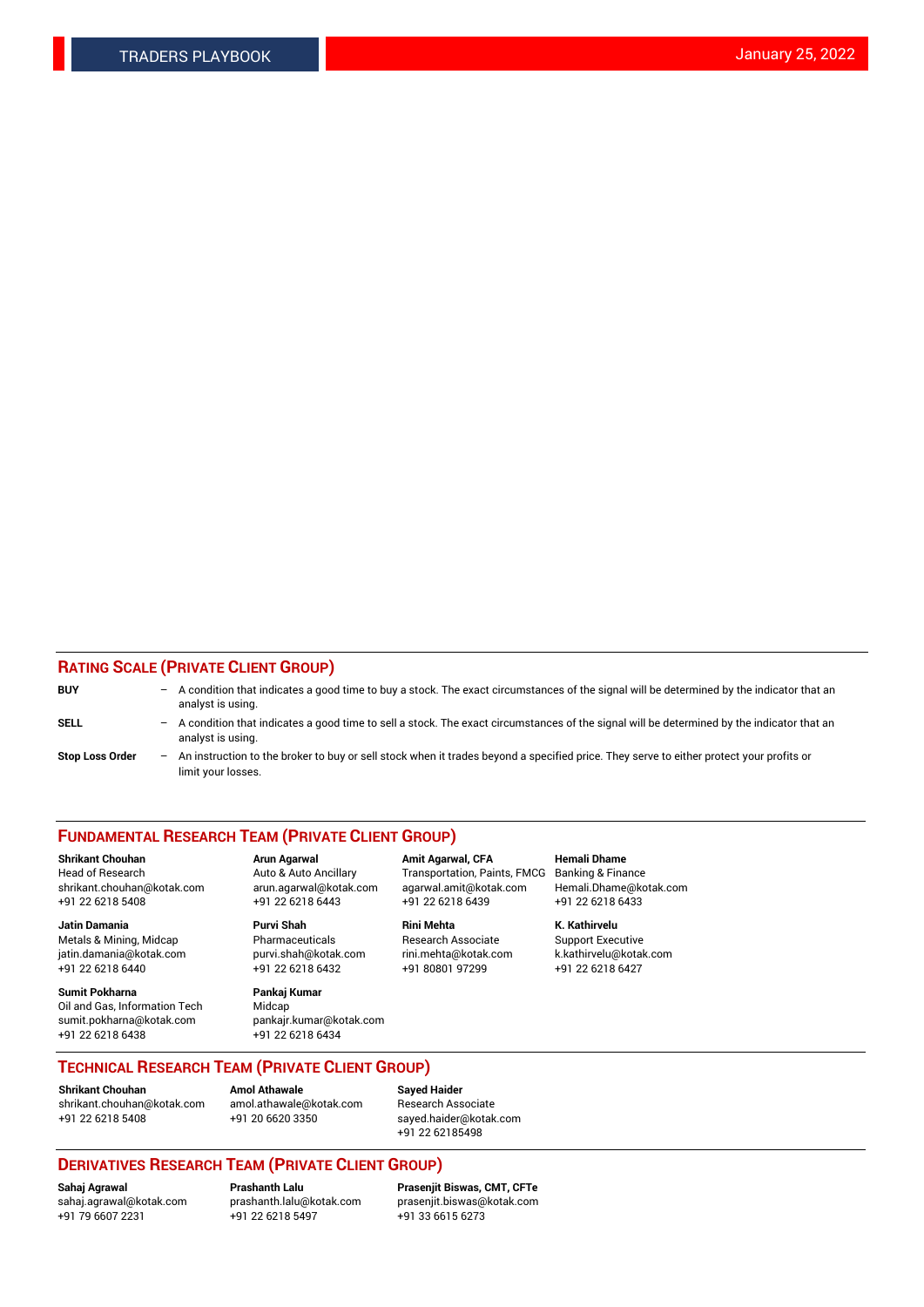## RATING SCALE (PRIVATE CLIENT GROUP)

**BUY** – A condition that indicates a good time to buy a stock. The exact circumstances of the signal will be determined by the indicator that an analyst is using.

**SELL** – A condition that indicates a good time to sell a stock. The exact circumstances of the signal will be determined by the indicator that an analyst is using.

**Stop Loss Order** – An instruction to the broker to buy or sell stock when it trades beyond a specified price. They serve to either protect your profits or limit your losses.

## FUNDAMENTAL RESEARCH TEAM (PRIVATE CLIENT GROUP)

**Shrikant Chouhan**
Head of Research
shrikant.chouhan@kotak.com
+91 22 6218 5408

**Arun Agarwal**
Auto & Auto Ancillary
arun.agarwal@kotak.com
+91 22 6218 6443

**Amit Agarwal, CFA**
Transportation, Paints, FMCG
agarwal.amit@kotak.com
+91 22 6218 6439

**Hemali Dhame**
Banking & Finance
Hemali.Dhame@kotak.com
+91 22 6218 6433

**Jatin Damania**
Metals & Mining, Midcap
jatin.damania@kotak.com
+91 22 6218 6440

**Purvi Shah**
Pharmaceuticals
purvi.shah@kotak.com
+91 22 6218 6432

**Rini Mehta**
Research Associate
rini.mehta@kotak.com
+91 80801 97299

**K. Kathirvelu**
Support Executive
k.kathirvelu@kotak.com
+91 22 6218 6427

**Sumit Pokharna**
Oil and Gas, Information Tech
sumit.pokharna@kotak.com
+91 22 6218 6438

**Pankaj Kumar**
Midcap
pankajr.kumar@kotak.com
+91 22 6218 6434

## TECHNICAL RESEARCH TEAM (PRIVATE CLIENT GROUP)

**Shrikant Chouhan**
shrikant.chouhan@kotak.com
+91 22 6218 5408

**Amol Athawale**
amol.athawale@kotak.com
+91 20 6620 3350

**Sayed Haider**
Research Associate
sayed.haider@kotak.com
+91 22 62185498

## DERIVATIVES RESEARCH TEAM (PRIVATE CLIENT GROUP)

**Sahaj Agrawal**
sahaj.agrawal@kotak.com
+91 79 6607 2231

**Prashanth Lalu**
prashanth.lalu@kotak.com
+91 22 6218 5497

**Prasenjit Biswas, CMT, CFTe**
prasenjit.biswas@kotak.com
+91 33 6615 6273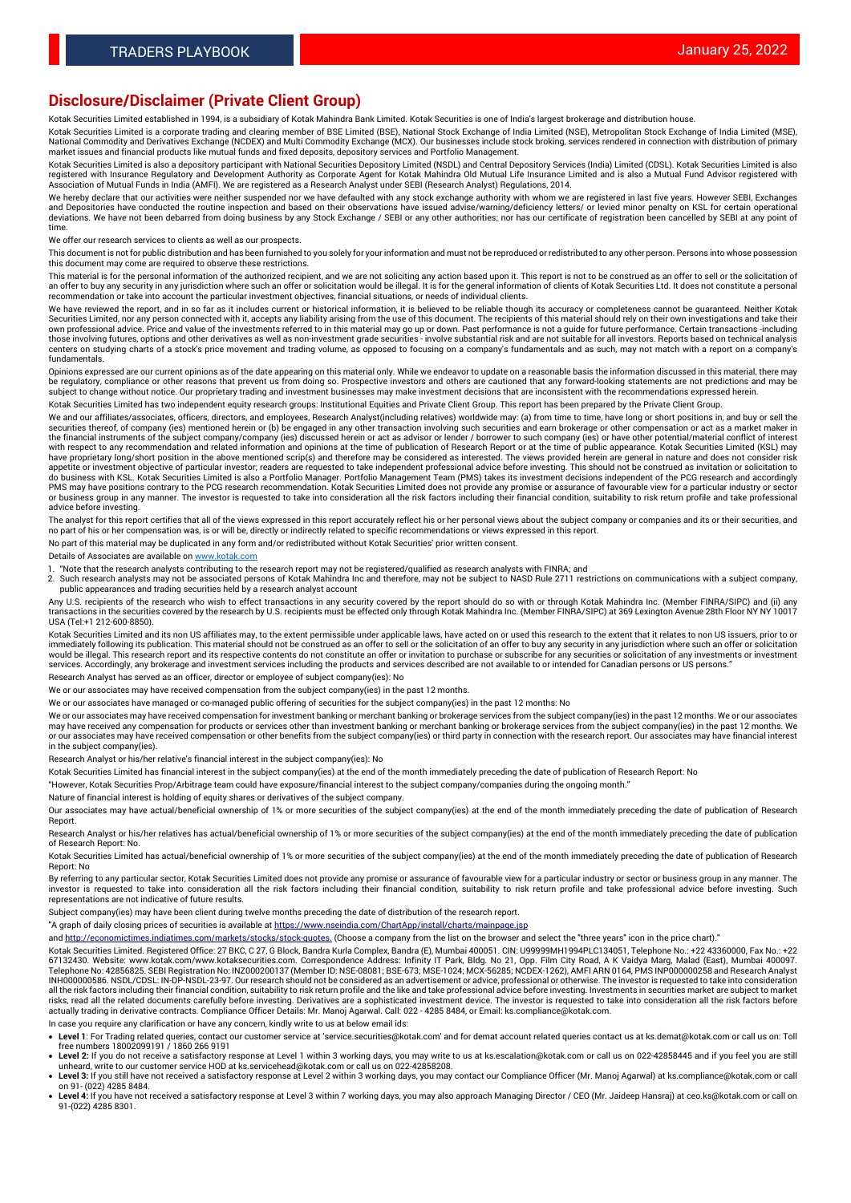## Disclosure/Disclaimer (Private Client Group)

Kotak Securities Limited established in 1994, is a subsidiary of Kotak Mahindra Bank Limited. Kotak Securities is one of India's largest brokerage and distribution house.

Kotak Securities Limited is a corporate trading and clearing member of BSE Limited (BSE), National Stock Exchange of India Limited (NSE), Metropolitan Stock Exchange of India Limited (MSE), National Commodity and Derivatives Exchange (NCDEX) and Multi Commodity Exchange (MCX). Our businesses include stock broking, services rendered in connection with distribution of primary market issues and financial products like mutual funds and fixed deposits, depository services and Portfolio Management.

Kotak Securities Limited is also a depository participant with National Securities Depository Limited (NSDL) and Central Depository Services (India) Limited (CDSL). Kotak Securities Limited is also registered with Insurance Regulatory and Development Authority as Corporate Agent for Kotak Mahindra Old Mutual Life Insurance Limited and is also a Mutual Fund Advisor registered with Association of Mutual Funds in India (AMFI). We are registered as a Research Analyst under SEBI (Research Analyst) Regulations, 2014.

We hereby declare that our activities were neither suspended nor we have defaulted with any stock exchange authority with whom we are registered in last five years. However SEBI, Exchanges and Depositories have conducted the routine inspection and based on their observations have issued advise/warning/deficiency letters/ or levied minor penalty on KSL for certain operational deviations. We have not been debarred from doing business by any Stock Exchange / SEBI or any other authorities; nor has our certificate of registration been cancelled by SEBI at any point of time.

We offer our research services to clients as well as our prospects.

This document is not for public distribution and has been furnished to you solely for your information and must not be reproduced or redistributed to any other person. Persons into whose possession this document may come are required to observe these restrictions.

This material is for the personal information of the authorized recipient, and we are not soliciting any action based upon it. This report is not to be construed as an offer to sell or the solicitation of an offer to buy any security in any jurisdiction where such an offer or solicitation would be illegal. It is for the general information of clients of Kotak Securities Ltd. It does not constitute a personal recommendation or take into account the particular investment objectives, financial situations, or needs of individual clients.

We have reviewed the report, and in so far as it includes current or historical information, it is believed to be reliable though its accuracy or completeness cannot be guaranteed. Neither Kotak Securities Limited, nor any person connected with it, accepts any liability arising from the use of this document. The recipients of this material should rely on their own investigations and take their own professional advice. Price and value of the investments referred to in this material may go up or down. Past performance is not a guide for future performance. Certain transactions -including those involving futures, options and other derivatives as well as non-investment grade securities - involve substantial risk and are not suitable for all investors. Reports based on technical analysis centers on studying charts of a stock's price movement and trading volume, as opposed to focusing on a company's fundamentals and as such, may not match with a report on a company's fundamentals.

Opinions expressed are our current opinions as of the date appearing on this material only. While we endeavor to update on a reasonable basis the information discussed in this material, there may be regulatory, compliance or other reasons that prevent us from doing so. Prospective investors and others are cautioned that any forward-looking statements are not predictions and may be subject to change without notice. Our proprietary trading and investment businesses may make investment decisions that are inconsistent with the recommendations expressed herein.

Kotak Securities Limited has two independent equity research groups: Institutional Equities and Private Client Group. This report has been prepared by the Private Client Group.

We and our affiliates/associates, officers, directors, and employees, Research Analyst(including relatives) worldwide may: (a) from time to time, have long or short positions in, and buy or sell the securities thereof, of company (ies) mentioned herein or (b) be engaged in any other transaction involving such securities and earn brokerage or other compensation or act as a market maker in the financial instruments of the subject company/company (ies) discussed herein or act as advisor or lender / borrower to such company (ies) or have other potential/material conflict of interest with respect to any recommendation and related information and opinions at the time of publication of Research Report or at the time of public appearance. Kotak Securities Limited (KSL) may have proprietary long/short position in the above mentioned scrip(s) and therefore may be considered as interested. The views provided herein are general in nature and does not consider risk appetite or investment objective of particular investor; readers are requested to take independent professional advice before investing. This should not be construed as invitation or solicitation to do business with KSL. Kotak Securities Limited is also a Portfolio Manager. Portfolio Management Team (PMS) takes its investment decisions independent of the PCG research and accordingly PMS may have positions contrary to the PCG research recommendation. Kotak Securities Limited does not provide any promise or assurance of favourable view for a particular industry or sector or business group in any manner. The investor is requested to take into consideration all the risk factors including their financial condition, suitability to risk return profile and take professional advice before investing.

The analyst for this report certifies that all of the views expressed in this report accurately reflect his or her personal views about the subject company or companies and its or their securities, and no part of his or her compensation was, is or will be, directly or indirectly related to specific recommendations or views expressed in this report.

No part of this material may be duplicated in any form and/or redistributed without Kotak Securities' prior written consent.

Details of Associates are available on www.kotak.com

1. "Note that the research analysts contributing to the research report may not be registered/qualified as research analysts with FINRA; and
2. Such research analysts may not be associated persons of Kotak Mahindra Inc and therefore, may not be subject to NASD Rule 2711 restrictions on communications with a subject company, public appearances and trading securities held by a research analyst account

Any U.S. recipients of the research who wish to effect transactions in any security covered by the report should do so with or through Kotak Mahindra Inc. (Member FINRA/SIPC) and (ii) any transactions in the securities covered by the research by U.S. recipients must be effected only through Kotak Mahindra Inc. (Member FINRA/SIPC) at 369 Lexington Avenue 28th Floor NY NY 10017 USA (Tel:+1 212-600-8850).

Kotak Securities Limited and its non US affiliates may, to the extent permissible under applicable laws, have acted on or used this research to the extent that it relates to non US issuers, prior to or immediately following its publication. This material should not be construed as an offer to sell or the solicitation of an offer to buy any security in any jurisdiction where such an offer or solicitation would be illegal. This research report and its respective contents do not constitute an offer or invitation to purchase or subscribe for any securities or solicitation of any investments or investment services. Accordingly, any brokerage and investment services including the products and services described are not available to or intended for Canadian persons or US persons."

Research Analyst has served as an officer, director or employee of subject company(ies): No

We or our associates may have received compensation from the subject company(ies) in the past 12 months.

We or our associates have managed or co-managed public offering of securities for the subject company(ies) in the past 12 months: No

We or our associates may have received compensation for investment banking or merchant banking or brokerage services from the subject company(ies) in the past 12 months. We or our associates may have received any compensation for products or services other than investment banking or merchant banking or brokerage services from the subject company(ies) in the past 12 months. We or our associates may have received compensation or other benefits from the subject company(ies) or third party in connection with the research report. Our associates may have financial interest in the subject company(ies).

Research Analyst or his/her relative's financial interest in the subject company(ies): No

Kotak Securities Limited has financial interest in the subject company(ies) at the end of the month immediately preceding the date of publication of Research Report: No

"However, Kotak Securities Prop/Arbitrage team could have exposure/financial interest to the subject company/companies during the ongoing month."

Nature of financial interest is holding of equity shares or derivatives of the subject company.

Our associates may have actual/beneficial ownership of 1% or more securities of the subject company(ies) at the end of the month immediately preceding the date of publication of Research Report.

Research Analyst or his/her relatives has actual/beneficial ownership of 1% or more securities of the subject company(ies) at the end of the month immediately preceding the date of publication of Research Report: No.

Kotak Securities Limited has actual/beneficial ownership of 1% or more securities of the subject company(ies) at the end of the month immediately preceding the date of publication of Research Report: No

By referring to any particular sector, Kotak Securities Limited does not provide any promise or assurance of favourable view for a particular industry or sector or business group in any manner. The investor is requested to take into consideration all the risk factors including their financial condition, suitability to risk return profile and take professional advice before investing. Such representations are not indicative of future results.

Subject company(ies) may have been client during twelve months preceding the date of distribution of the research report.

"A graph of daily closing prices of securities is available at https://www.nseindia.com/ChartApp/install/charts/mainpage.jsp

and http://economictimes.indiatimes.com/markets/stocks/stock-quotes. (Choose a company from the list on the browser and select the "three years" icon in the price chart)."

Kotak Securities Limited. Registered Office: 27 BKC, C 27, G Block, Bandra Kurla Complex, Bandra (E), Mumbai 400051. CIN: U99999MH1994PLC134051, Telephone No.: +22 43360000, Fax No.: +22 67132430. Website: www.kotak.com/www.kotaksecurities.com. Correspondence Address: Infinity IT Park, Bldg. No 21, Opp. Film City Road, A K Vaidya Marg, Malad (East), Mumbai 400097. Telephone No: 42856825. SEBI Registration No: INZ000200137 (Member ID: NSE-08081; BSE-673; MSE-1024; MCX-56285; NCDEX-1262), AMFI ARN 0164, PMS INP000000258 and Research Analyst INH000000586. NSDL/CDSL: IN-DP-NSDL-23-97. Our research should not be considered as an advertisement or advice, professional or otherwise. The investor is requested to take into consideration all the risk factors including their financial condition, suitability to risk return profile and the like and take professional advice before investing. Investments in securities market are subject to market risks, read all the related documents carefully before investing. Derivatives are a sophisticated investment device. The investor is requested to take into consideration all the risk factors before actually trading in derivative contracts. Compliance Officer Details: Mr. Manoj Agarwal. Call: 022 - 4285 8484, or Email: ks.compliance@kotak.com.

In case you require any clarification or have any concern, kindly write to us at below email ids:

- **Level 1**: For Trading related queries, contact our customer service at 'service.securities@kotak.com' and for demat account related queries contact us at ks.demat@kotak.com or call us on: Toll free numbers 18002099191 / 1860 266 9191
- **Level 2:** If you do not receive a satisfactory response at Level 1 within 3 working days, you may write to us at ks.escalation@kotak.com or call us on 022-42858445 and if you feel you are still unheard, write to our customer service HOD at ks.servicehead@kotak.com or call us on 022-42858208.
- **Level 3:** If you still have not received a satisfactory response at Level 2 within 3 working days, you may contact our Compliance Officer (Mr. Manoj Agarwal) at ks.compliance@kotak.com or call on 91- (022) 4285 8484.
- **Level 4:** If you have not received a satisfactory response at Level 3 within 7 working days, you may also approach Managing Director / CEO (Mr. Jaideep Hansraj) at ceo.ks@kotak.com or call on 91-(022) 4285 8301.